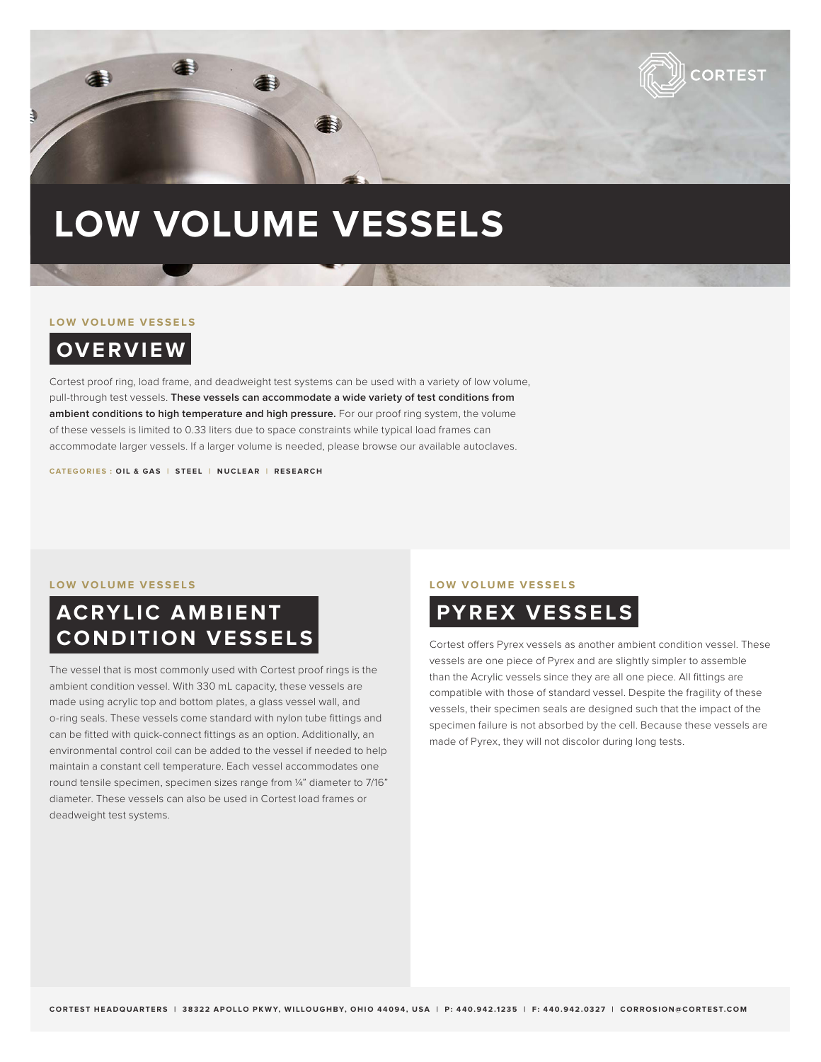# LOW VOLUME VESSELS

LOW VOLUME VESSELS

## OVERVIEW

Cortest proof ring, load frame, and deadweight test systems can be used with a variety of low volume, pull-through test vessels. **These vessels can accommodate a wide variety of test conditions from ambient conditions to high temperature and high pressure.** For our proof ring system, the volume of these vessels is limited to 0.33 liters due to space constraints while typical load frames can accommodate larger vessels. If a larger volume is needed, please browse our available autoclaves.

CATEGORIES : **OIL & GAS** | **STEEL** | **NUCLEAR** | **RESEARCH**

LOW VOLUME VESSELS

## ACRYLIC AMBIENT CONDITION VESSELS

The vessel that is most commonly used with Cortest proof rings is the ambient condition vessel. With 330 mL capacity, these vessels are made using acrylic top and bottom plates, a glass vessel wall, and o-ring seals. These vessels come standard with nylon tube fittings and can be fitted with quick-connect fittings as an option. Additionally, an environmental control coil can be added to the vessel if needed to help maintain a constant cell temperature. Each vessel accommodates one round tensile specimen, specimen sizes range from ¼" diameter to 7/16" diameter. These vessels can also be used in Cortest load frames or deadweight test systems.

LOW VOLUME VESSELS

## PYREX VESSELS

Cortest offers Pyrex vessels as another ambient condition vessel. These vessels are one piece of Pyrex and are slightly simpler to assemble than the Acrylic vessels since they are all one piece. All fittings are compatible with those of standard vessel. Despite the fragility of these vessels, their specimen seals are designed such that the impact of the specimen failure is not absorbed by the cell. Because these vessels are made of Pyrex, they will not discolor during long tests.

CORTEST HEADQUARTERS | 38322 APOLLO PKWY, WILLOUGHBY, OHIO 44094, USA | P: 440.942.1235 | F: 440.942.0327 | CORROSION@CORTEST.COM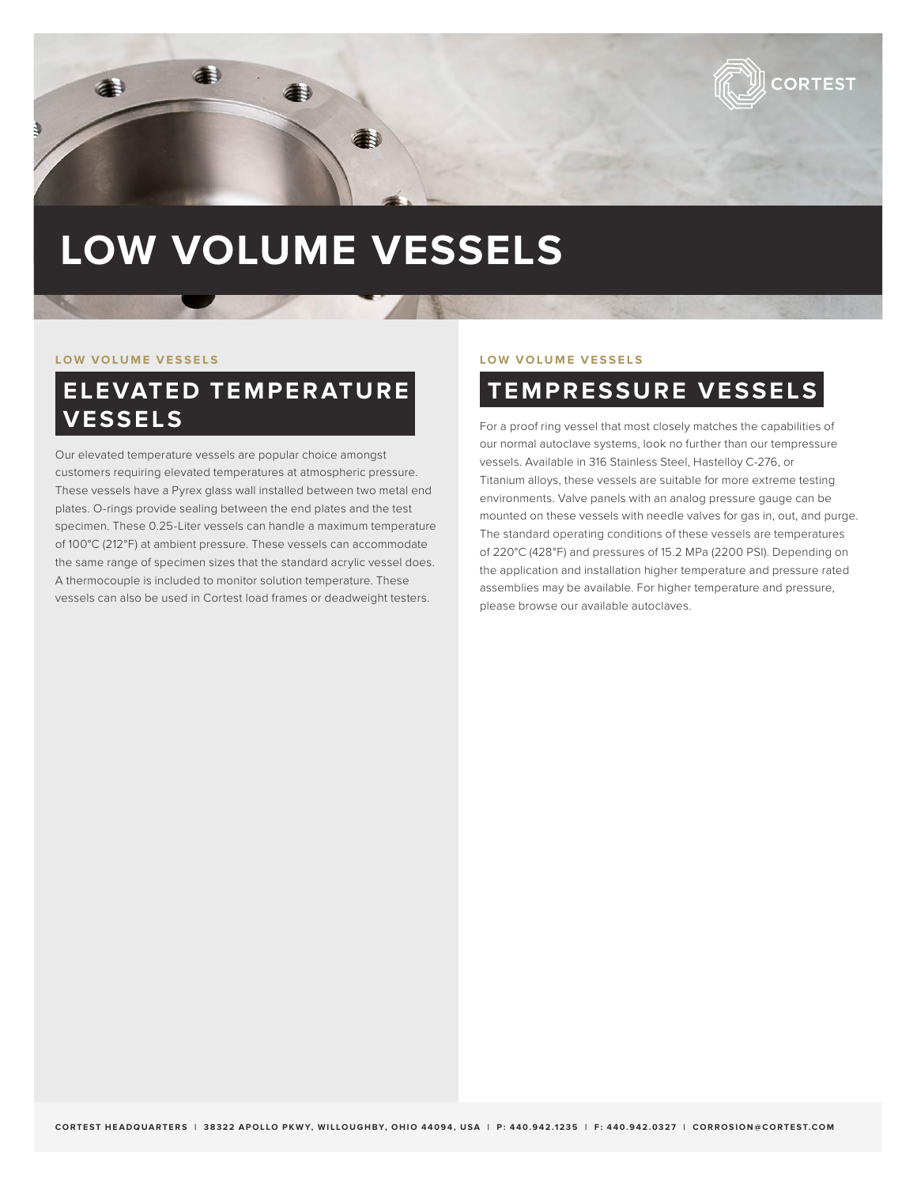# LOW VOLUME VESSELS

LOW VOLUME VESSELS

## ELEVATED TEMPERATURE VESSELS

Our elevated temperature vessels are popular choice amongst customers requiring elevated temperatures at atmospheric pressure. These vessels have a Pyrex glass wall installed between two metal end plates. O-rings provide sealing between the end plates and the test specimen. These 0.25-Liter vessels can handle a maximum temperature of 100°C (212°F) at ambient pressure. These vessels can accommodate the same range of specimen sizes that the standard acrylic vessel does. A thermocouple is included to monitor solution temperature. These vessels can also be used in Cortest load frames or deadweight testers.

LOW VOLUME VESSELS

## TEMPRESSURE VESSELS

For a proof ring vessel that most closely matches the capabilities of our normal autoclave systems, look no further than our tempressure vessels. Available in 316 Stainless Steel, Hastelloy C-276, or Titanium alloys, these vessels are suitable for more extreme testing environments. Valve panels with an analog pressure gauge can be mounted on these vessels with needle valves for gas in, out, and purge. The standard operating conditions of these vessels are temperatures of 220°C (428°F) and pressures of 15.2 MPa (2200 PSI). Depending on the application and installation higher temperature and pressure rated assemblies may be available. For higher temperature and pressure, please browse our available autoclaves.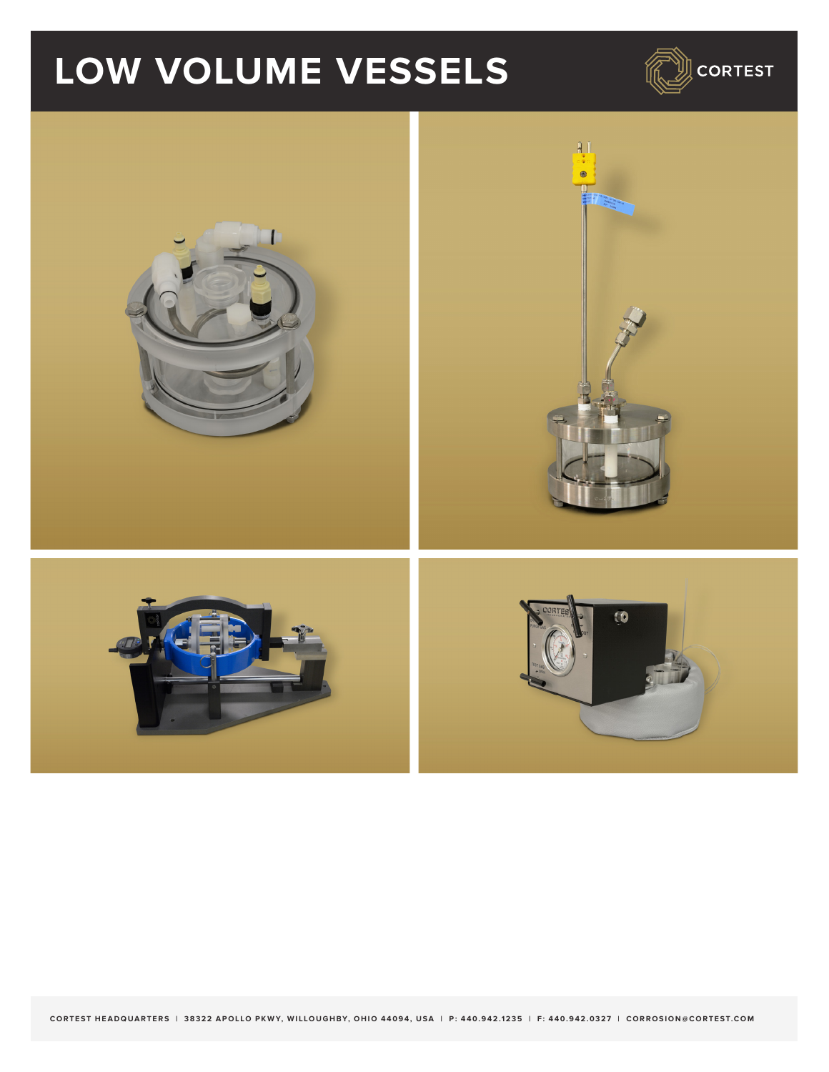# LOW VOLUME VESSELS

CORTEST

CORTEST HEADQUARTERS | 38322 APOLLO PKWY, WILLOUGHBY, OHIO 44094, USA | P: 440.942.1235 | F: 440.942.0327 | CORROSION@CORTEST.COM